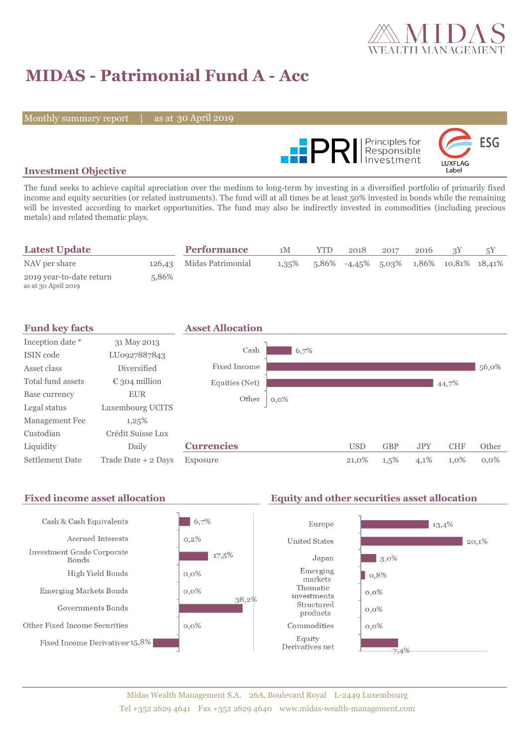# MIDAS - Patrimonial Fund A - Acc

Monthly summary report | as at 30 April 2019

## Investment Objective

The fund seeks to achieve capital apreciation over the medium to long-term by investing in a diversified portfolio of primarily fixed income and equity securities (or related instruments). The fund will at all times be at least 50% invested in bonds while the remaining will be invested according to market opportunities. The fund may also be indirectly invested in commodities (including precious metals) and related thematic plays.

## Latest Update

| | |
|---|---|
| NAV per share | 126,43 |
| 2019 year-to-date return<br>as at 30 April 2019 | 5,86% |

## Performance

| | 1M | YTD | 2018 | 2017 | 2016 | 3Y | 5Y |
|---|---|---|---|---|---|---|---|
| Midas Patrimonial | 1,35% | 5,86% | -4,45% | 5,03% | 1,86% | 10,81% | 18,41% |

## Fund key facts

| | |
|---|---|
| Inception date * | 31 May 2013 |
| ISIN code | LU0927887843 |
| Asset class | Diversified |
| Total fund assets | € 304 million |
| Base currency | EUR |
| Legal status | Luxembourg UCITS |
| Management Fee | 1,25% |
| Custodian | Crédit Suisse Lux |
| Liquidity | Daily |
| Settlement Date | Trade Date + 2 Days |

## Asset Allocation

| | |
|---|---|
| Cash | 6,7% |
| Fixed Income | 56,0% |
| Equities (Net) | 44,7% |
| Other | 0,0% |

## Currencies

| | USD | GBP | JPY | CHF | Other |
|---|---|---|---|---|---|
| Exposure | 21,0% | 1,5% | 4,1% | 1,0% | 0,0% |

## Fixed income asset allocation

| | |
|---|---|
| Cash & Cash Equivalents | 6,7% |
| Accrued Interests | 0,2% |
| Investment Grade Corporate Bonds | 17,5% |
| High Yield Bonds | 0,0% |
| Emerging Markets Bonds | 0,0% |
| Governments Bonds | 38,2% |
| Other Fixed Income Securities | 0,0% |
| Fixed Income Derivatives | -15,8% |

## Equity and other securities asset allocation

| | |
|---|---|
| Europe | 13,4% |
| United States | 20,1% |
| Japan | 3,0% |
| Emerging markets | 0,8% |
| Thematic investments | 0,0% |
| Structured products | 0,0% |
| Commodities | 0,0% |
| Equity Derivatives net | 7,4% |

Midas Wealth Management S.A. 26A, Boulevard Royal L-2449 Luxembourg
Tel +352 2629 4641 Fax +352 2629 4640 www.midas-wealth-management.com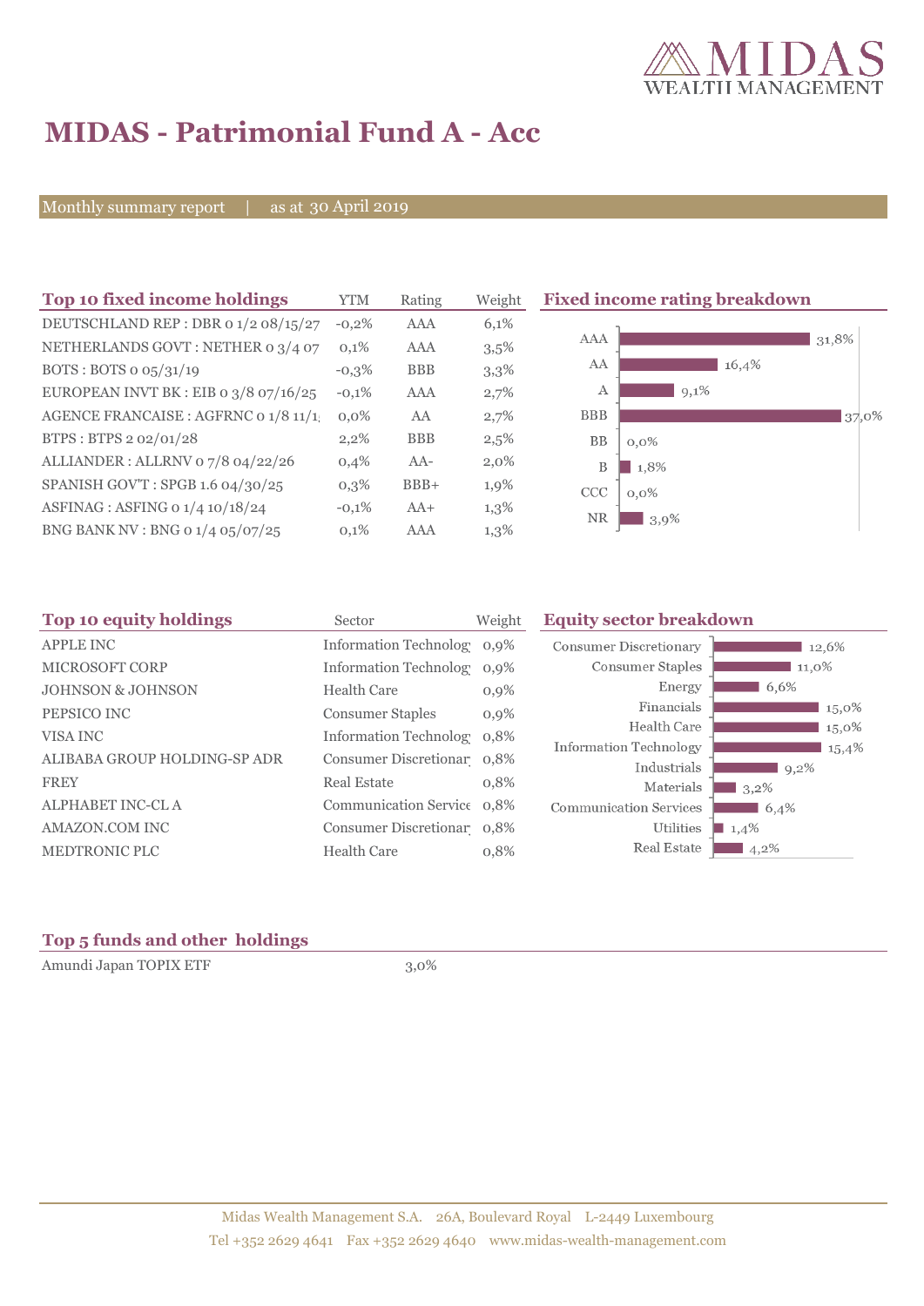# MIDAS - Patrimonial Fund A - Acc

Monthly summary report | as at 30 April 2019

## Top 10 fixed income holdings

| Top 10 fixed income holdings | YTM | Rating | Weight |
|---|---|---|---|
| DEUTSCHLAND REP : DBR 0 1/2 08/15/27 | -0,2% | AAA | 6,1% |
| NETHERLANDS GOVT : NETHER 0 3/4 07 | 0,1% | AAA | 3,5% |
| BOTS : BOTS 0 05/31/19 | -0,3% | BBB | 3,3% |
| EUROPEAN INVT BK : EIB 0 3/8 07/16/25 | -0,1% | AAA | 2,7% |
| AGENCE FRANCAISE : AGFRNC 0 1/8 11/1 | 0,0% | AA | 2,7% |
| BTPS : BTPS 2 02/01/28 | 2,2% | BBB | 2,5% |
| ALLIANDER : ALLRNV 0 7/8 04/22/26 | 0,4% | AA- | 2,0% |
| SPANISH GOV'T : SPGB 1.6 04/30/25 | 0,3% | BBB+ | 1,9% |
| ASFINAG : ASFING 0 1/4 10/18/24 | -0,1% | AA+ | 1,3% |
| BNG BANK NV : BNG 0 1/4 05/07/25 | 0,1% | AAA | 1,3% |

## Fixed income rating breakdown

| Rating | Weight |
|---|---|
| AAA | 31,8% |
| AA | 16,4% |
| A | 9,1% |
| BBB | 37,0% |
| BB | 0,0% |
| B | 1,8% |
| CCC | 0,0% |
| NR | 3,9% |

## Top 10 equity holdings

| Top 10 equity holdings | Sector | Weight |
|---|---|---|
| APPLE INC | Information Technolog | 0,9% |
| MICROSOFT CORP | Information Technolog | 0,9% |
| JOHNSON & JOHNSON | Health Care | 0,9% |
| PEPSICO INC | Consumer Staples | 0,9% |
| VISA INC | Information Technolog | 0,8% |
| ALIBABA GROUP HOLDING-SP ADR | Consumer Discretionar | 0,8% |
| FREY | Real Estate | 0,8% |
| ALPHABET INC-CL A | Communication Service | 0,8% |
| AMAZON.COM INC | Consumer Discretionar | 0,8% |
| MEDTRONIC PLC | Health Care | 0,8% |

## Equity sector breakdown

| Sector | Weight |
|---|---|
| Consumer Discretionary | 12,6% |
| Consumer Staples | 11,0% |
| Energy | 6,6% |
| Financials | 15,0% |
| Health Care | 15,0% |
| Information Technology | 15,4% |
| Industrials | 9,2% |
| Materials | 3,2% |
| Communication Services | 6,4% |
| Utilities | 1,4% |
| Real Estate | 4,2% |

## Top 5 funds and other holdings

| Holding | Weight |
|---|---|
| Amundi Japan TOPIX ETF | 3,0% |

Midas Wealth Management S.A. 26A, Boulevard Royal L-2449 Luxembourg
Tel +352 2629 4641 Fax +352 2629 4640 www.midas-wealth-management.com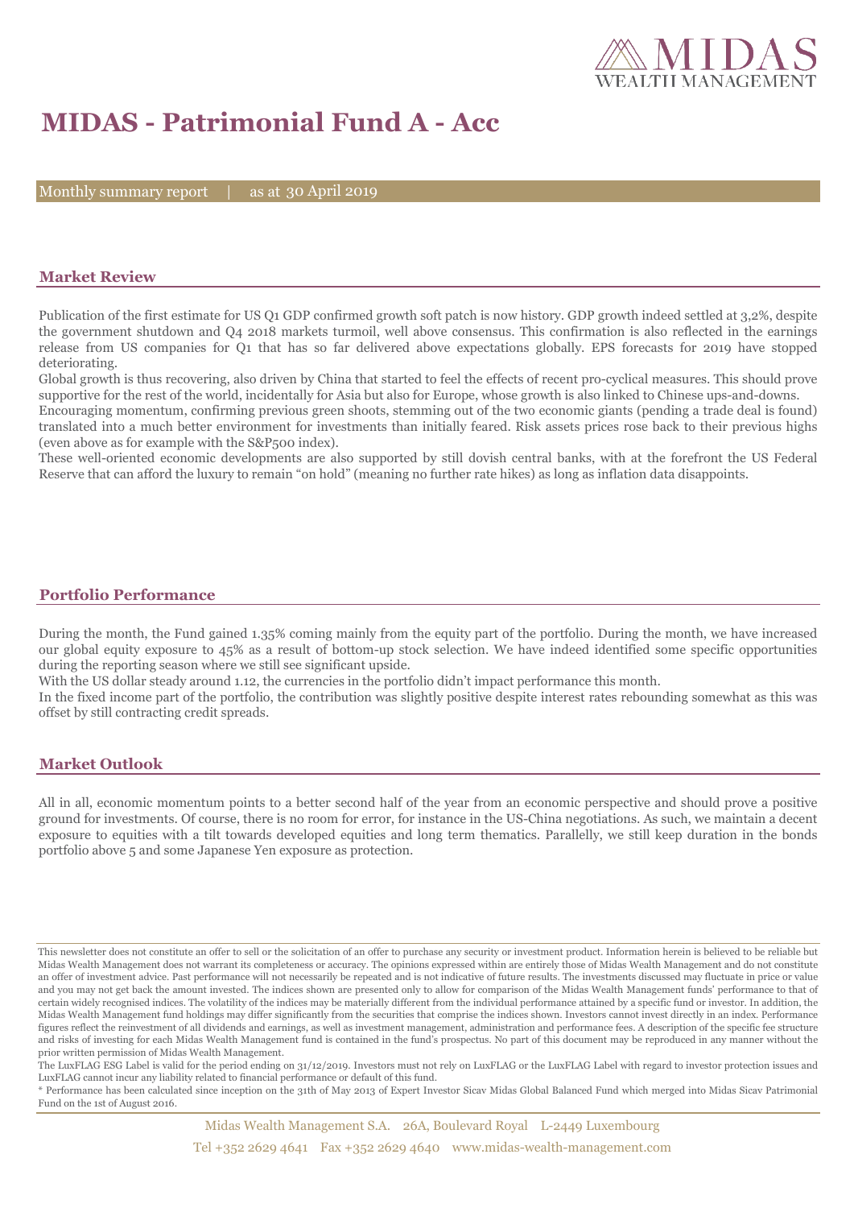# MIDAS - Patrimonial Fund A - Acc

Monthly summary report | as at 30 April 2019

## Market Review

Publication of the first estimate for US Q1 GDP confirmed growth soft patch is now history. GDP growth indeed settled at 3,2%, despite the government shutdown and Q4 2018 markets turmoil, well above consensus. This confirmation is also reflected in the earnings release from US companies for Q1 that has so far delivered above expectations globally. EPS forecasts for 2019 have stopped deteriorating.

Global growth is thus recovering, also driven by China that started to feel the effects of recent pro-cyclical measures. This should prove supportive for the rest of the world, incidentally for Asia but also for Europe, whose growth is also linked to Chinese ups-and-downs.

Encouraging momentum, confirming previous green shoots, stemming out of the two economic giants (pending a trade deal is found) translated into a much better environment for investments than initially feared. Risk assets prices rose back to their previous highs (even above as for example with the S&P500 index).

These well-oriented economic developments are also supported by still dovish central banks, with at the forefront the US Federal Reserve that can afford the luxury to remain "on hold" (meaning no further rate hikes) as long as inflation data disappoints.

## Portfolio Performance

During the month, the Fund gained 1.35% coming mainly from the equity part of the portfolio. During the month, we have increased our global equity exposure to 45% as a result of bottom-up stock selection. We have indeed identified some specific opportunities during the reporting season where we still see significant upside.

With the US dollar steady around 1.12, the currencies in the portfolio didn't impact performance this month.

In the fixed income part of the portfolio, the contribution was slightly positive despite interest rates rebounding somewhat as this was offset by still contracting credit spreads.

## Market Outlook

All in all, economic momentum points to a better second half of the year from an economic perspective and should prove a positive ground for investments. Of course, there is no room for error, for instance in the US-China negotiations. As such, we maintain a decent exposure to equities with a tilt towards developed equities and long term thematics. Parallelly, we still keep duration in the bonds portfolio above 5 and some Japanese Yen exposure as protection.

This newsletter does not constitute an offer to sell or the solicitation of an offer to purchase any security or investment product. Information herein is believed to be reliable but Midas Wealth Management does not warrant its completeness or accuracy. The opinions expressed within are entirely those of Midas Wealth Management and do not constitute an offer of investment advice. Past performance will not necessarily be repeated and is not indicative of future results. The investments discussed may fluctuate in price or value and you may not get back the amount invested. The indices shown are presented only to allow for comparison of the Midas Wealth Management funds' performance to that of certain widely recognised indices. The volatility of the indices may be materially different from the individual performance attained by a specific fund or investor. In addition, the Midas Wealth Management fund holdings may differ significantly from the securities that comprise the indices shown. Investors cannot invest directly in an index. Performance figures reflect the reinvestment of all dividends and earnings, as well as investment management, administration and performance fees. A description of the specific fee structure and risks of investing for each Midas Wealth Management fund is contained in the fund's prospectus. No part of this document may be reproduced in any manner without the prior written permission of Midas Wealth Management.

The LuxFLAG ESG Label is valid for the period ending on 31/12/2019. Investors must not rely on LuxFLAG or the LuxFLAG Label with regard to investor protection issues and LuxFLAG cannot incur any liability related to financial performance or default of this fund.

\* Performance has been calculated since inception on the 31th of May 2013 of Expert Investor Sicav Midas Global Balanced Fund which merged into Midas Sicav Patrimonial Fund on the 1st of August 2016.

Midas Wealth Management S.A. 26A, Boulevard Royal L-2449 Luxembourg

Tel +352 2629 4641 Fax +352 2629 4640 www.midas-wealth-management.com